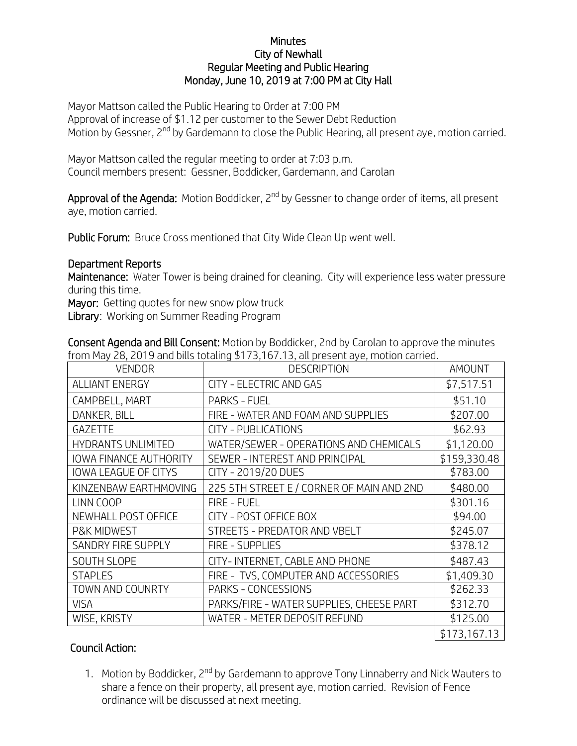# Minutes
## City of Newhall
## Regular Meeting and Public Hearing
## Monday, June 10, 2019 at 7:00 PM at City Hall

Mayor Mattson called the Public Hearing to Order at 7:00 PM
Approval of increase of $1.12 per customer to the Sewer Debt Reduction
Motion by Gessner, 2nd by Gardemann to close the Public Hearing, all present aye, motion carried.

Mayor Mattson called the regular meeting to order at 7:03 p.m.
Council members present: Gessner, Boddicker, Gardemann, and Carolan

**Approval of the Agenda:** Motion Boddicker, 2nd by Gessner to change order of items, all present aye, motion carried.

**Public Forum:** Bruce Cross mentioned that City Wide Clean Up went well.

**Department Reports**

**Maintenance:** Water Tower is being drained for cleaning. City will experience less water pressure during this time.

**Mayor:** Getting quotes for new snow plow truck

**Library**: Working on Summer Reading Program

**Consent Agenda and Bill Consent:** Motion by Boddicker, 2nd by Carolan to approve the minutes from May 28, 2019 and bills totaling $173,167.13, all present aye, motion carried.

| VENDOR | DESCRIPTION | AMOUNT |
|---|---|---|
| ALLIANT ENERGY | CITY - ELECTRIC AND GAS | $7,517.51 |
| CAMPBELL, MART | PARKS - FUEL | $51.10 |
| DANKER, BILL | FIRE - WATER AND FOAM AND SUPPLIES | $207.00 |
| GAZETTE | CITY - PUBLICATIONS | $62.93 |
| HYDRANTS UNLIMITED | WATER/SEWER - OPERATIONS AND CHEMICALS | $1,120.00 |
| IOWA FINANCE AUTHORITY | SEWER - INTEREST AND PRINCIPAL | $159,330.48 |
| IOWA LEAGUE OF CITYS | CITY - 2019/20 DUES | $783.00 |
| KINZENBAW EARTHMOVING | 225 5TH STREET E / CORNER OF MAIN AND 2ND | $480.00 |
| LINN COOP | FIRE - FUEL | $301.16 |
| NEWHALL POST OFFICE | CITY - POST OFFICE BOX | $94.00 |
| P&K MIDWEST | STREETS - PREDATOR AND VBELT | $245.07 |
| SANDRY FIRE SUPPLY | FIRE - SUPPLIES | $378.12 |
| SOUTH SLOPE | CITY- INTERNET, CABLE AND PHONE | $487.43 |
| STAPLES | FIRE - TVS, COMPUTER AND ACCESSORIES | $1,409.30 |
| TOWN AND COUNRTY | PARKS - CONCESSIONS | $262.33 |
| VISA | PARKS/FIRE - WATER SUPPLIES, CHEESE PART | $312.70 |
| WISE, KRISTY | WATER - METER DEPOSIT REFUND | $125.00 |
| | | $173,167.13 |

**Council Action:**

1. Motion by Boddicker, 2nd by Gardemann to approve Tony Linnaberry and Nick Wauters to share a fence on their property, all present aye, motion carried. Revision of Fence ordinance will be discussed at next meeting.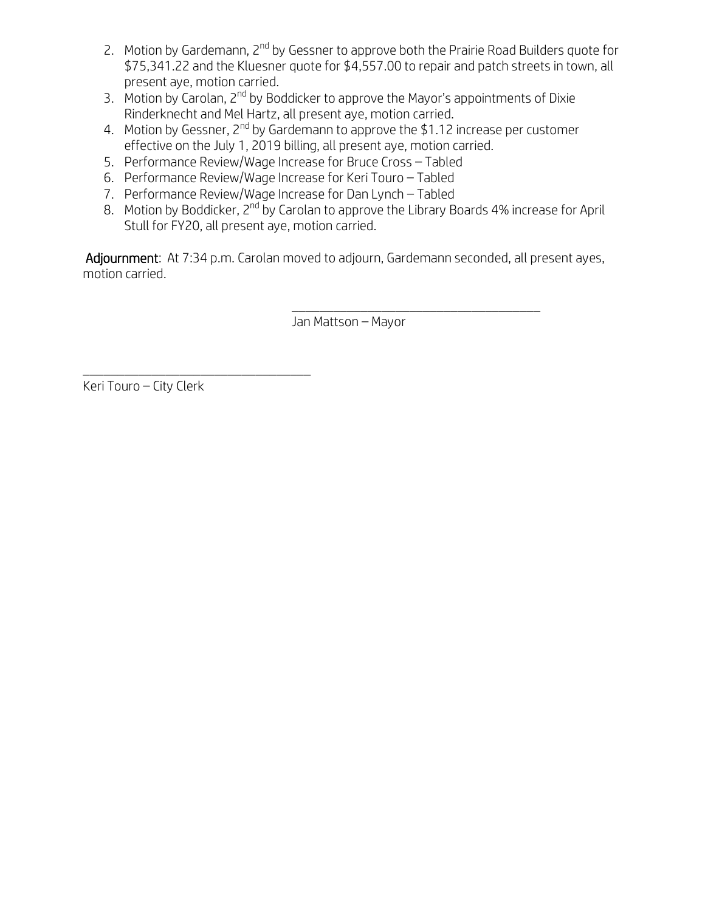2. Motion by Gardemann, 2[nd] by Gessner to approve both the Prairie Road Builders quote for $75,341.22 and the Kluesner quote for $4,557.00 to repair and patch streets in town, all present aye, motion carried.
3. Motion by Carolan, 2[nd] by Boddicker to approve the Mayor's appointments of Dixie Rinderknecht and Mel Hartz, all present aye, motion carried.
4. Motion by Gessner, 2[nd] by Gardemann to approve the $1.12 increase per customer effective on the July 1, 2019 billing, all present aye, motion carried.
5. Performance Review/Wage Increase for Bruce Cross – Tabled
6. Performance Review/Wage Increase for Keri Touro – Tabled
7. Performance Review/Wage Increase for Dan Lynch – Tabled
8. Motion by Boddicker, 2[nd] by Carolan to approve the Library Boards 4% increase for April Stull for FY20, all present aye, motion carried.

**Adjournment**: At 7:34 p.m. Carolan moved to adjourn, Gardemann seconded, all present ayes, motion carried.

\_\_\_\_\_\_\_\_\_\_\_\_\_\_\_\_\_\_\_\_\_\_\_\_\_\_\_\_\_\_\_\_\_\_\_\_\_\_\_\_

Jan Mattson – Mayor

\_\_\_\_\_\_\_\_\_\_\_\_\_\_\_\_\_\_\_\_\_\_\_\_\_\_\_\_\_\_\_\_\_\_\_\_\_\_\_\_

Keri Touro – City Clerk